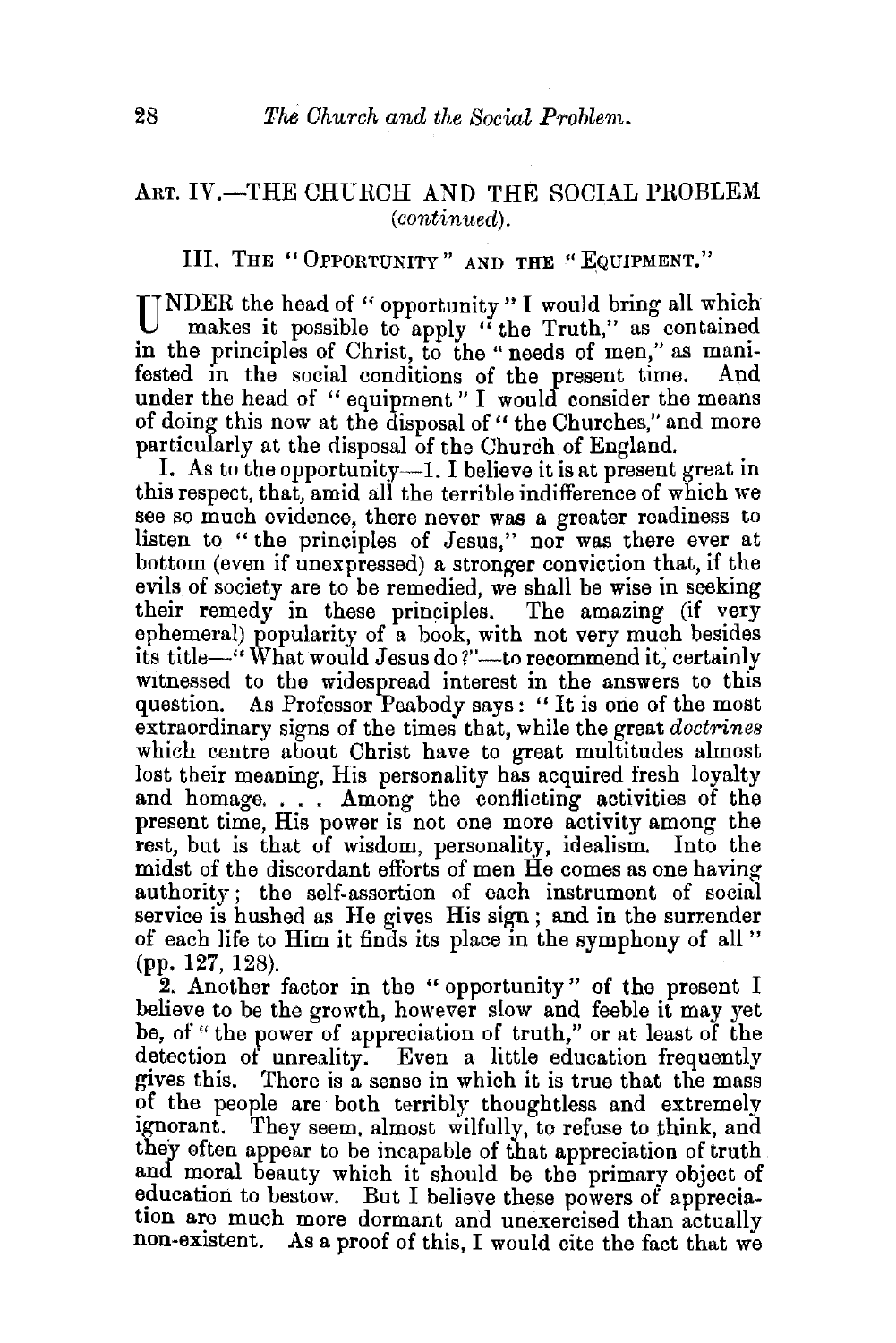## ART. IV.—THE CHURCH AND THE SOCIAL PROBLEM (*continued*).

### III. THE "OPPORTUNITY" AND THE "EQUIPMENT."

UNDER the head of "opportunity" I would bring all which makes it possible to apply "the Truth," as contained in the principles of Christ, to the "needs of men," as manifested in the social conditions of the present time. And under the head of "equipment" I would consider the means of doing this now at the disposal of "the Churches," and more particularly at the disposal of the Church of England.

I. As to the opportunity—1. I believe it is at present great in this respect, that, amid all the terrible indifference of which we see so much evidence, there never was a greater readiness to listen to "the principles of Jesus," nor was there ever at bottom (even if unexpressed) a stronger conviction that, if the evils of society are to be remedied, we shall be wise in seeking their remedy in these principles. The amazing (if very ephemeral) popularity of a book, with not very much besides its title—"What would Jesus do?"—to recommend it, certainly witnessed to the widespread interest in the answers to this question. As Professor Peabody says: "It is one of the most extraordinary signs of the times that, while the great *doctrines* which centre about Christ have to great multitudes almost lost their meaning, His personality has acquired fresh loyalty and homage. . . . Among the conflicting activities of the present time, His power is not one more activity among the rest, but is that of wisdom, personality, idealism. Into the midst of the discordant efforts of men He comes as one having authority; the self-assertion of each instrument of social service is hushed as He gives His sign; and in the surrender of each life to Him it finds its place in the symphony of all" (pp. 127, 128).

2. Another factor in the "opportunity" of the present I believe to be the growth, however slow and feeble it may yet be, of "the power of appreciation of truth," or at least of the detection of unreality. Even a little education frequently gives this. There is a sense in which it is true that the mass of the people are both terribly thoughtless and extremely ignorant. They seem, almost wilfully, to refuse to think, and they often appear to be incapable of that appreciation of truth and moral beauty which it should be the primary object of education to bestow. But I believe these powers of appreciation are much more dormant and unexercised than actually non-existent. As a proof of this, I would cite the fact that we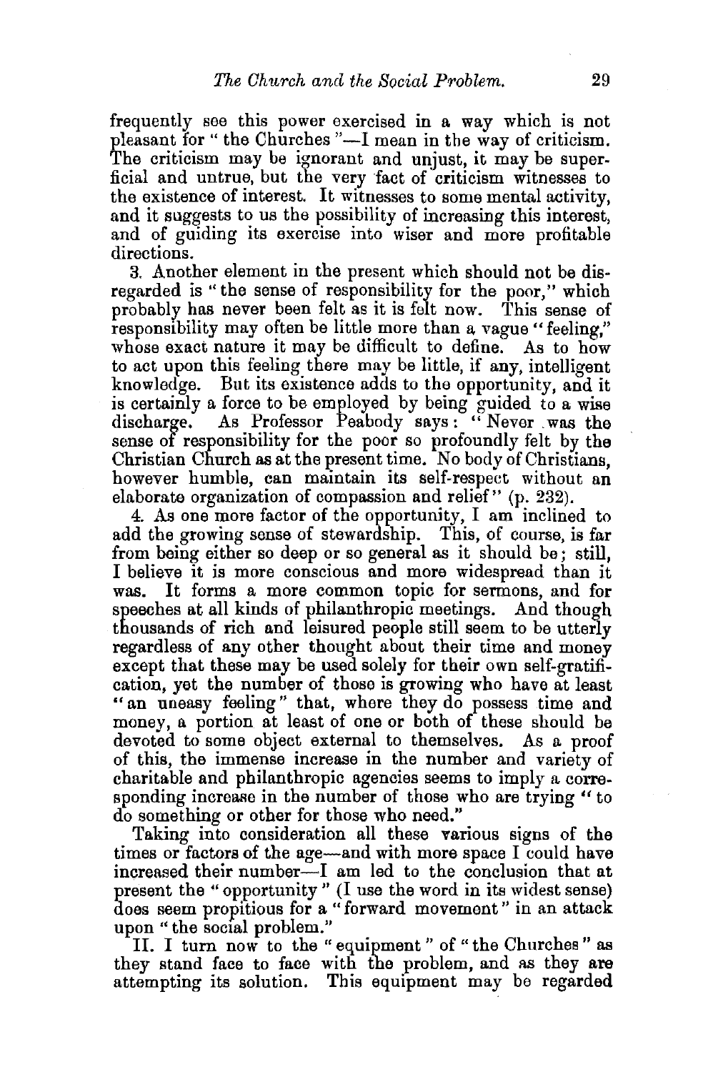frequently see this power exercised in a way which is not pleasant for "the Churches"—I mean in the way of criticism. The criticism may be ignorant and unjust, it may be superficial and untrue, but the very fact of criticism witnesses to the existence of interest. It witnesses to some mental activity, and it suggests to us the possibility of increasing this interest, and of guiding its exercise into wiser and more profitable directions.

3. Another element in the present which should not be disregarded is "the sense of responsibility for the poor," which probably has never been felt as it is felt now. This sense of responsibility may often be little more than a vague "feeling," whose exact nature it may be difficult to define. As to how to act upon this feeling there may be little, if any, intelligent knowledge. But its existence adds to the opportunity, and it is certainly a force to be employed by being guided to a wise discharge. As Professor Peabody says: "Never was the sense of responsibility for the poor so profoundly felt by the Christian Church as at the present time. No body of Christians, however humble, can maintain its self-respect without an elaborate organization of compassion and relief" (p. 232).

4. As one more factor of the opportunity, I am inclined to add the growing sense of stewardship. This, of course, is far from being either so deep or so general as it should be; still, I believe it is more conscious and more widespread than it was. It forms a more common topic for sermons, and for speeches at all kinds of philanthropic meetings. And though thousands of rich and leisured people still seem to be utterly regardless of any other thought about their time and money except that these may be used solely for their own self-gratification, yet the number of those is growing who have at least "an uneasy feeling" that, where they do possess time and money, a portion at least of one or both of these should be devoted to some object external to themselves. As a proof of this, the immense increase in the number and variety of charitable and philanthropic agencies seems to imply a corresponding increase in the number of those who are trying "to do something or other for those who need."

Taking into consideration all these various signs of the times or factors of the age—and with more space I could have increased their number—I am led to the conclusion that at present the "opportunity" (I use the word in its widest sense) does seem propitious for a "forward movement" in an attack upon "the social problem."

II. I turn now to the "equipment" of "the Churches" as they stand face to face with the problem, and as they are attempting its solution. This equipment may be regarded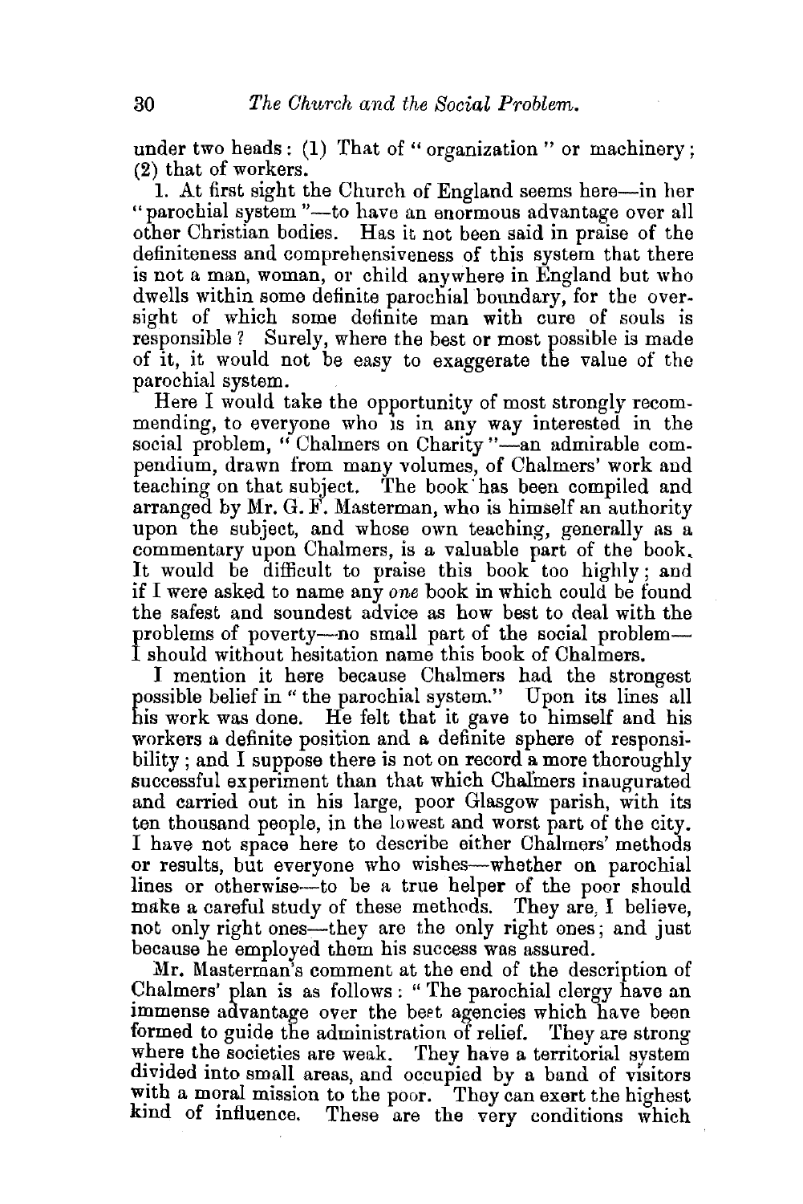under two heads: (1) That of "organization" or machinery; (2) that of workers.

1. At first sight the Church of England seems here—in her "parochial system"—to have an enormous advantage over all other Christian bodies. Has it not been said in praise of the definiteness and comprehensiveness of this system that there is not a man, woman, or child anywhere in England but who dwells within some definite parochial boundary, for the oversight of which some definite man with cure of souls is responsible? Surely, where the best or most possible is made of it, it would not be easy to exaggerate the value of the parochial system.

Here I would take the opportunity of most strongly recommending, to everyone who is in any way interested in the social problem, "Chalmers on Charity"—an admirable compendium, drawn from many volumes, of Chalmers' work and teaching on that subject. The book has been compiled and arranged by Mr. G. F. Masterman, who is himself an authority upon the subject, and whose own teaching, generally as a commentary upon Chalmers, is a valuable part of the book. It would be difficult to praise this book too highly; and if I were asked to name any *one* book in which could be found the safest and soundest advice as how best to deal with the problems of poverty—no small part of the social problem—I should without hesitation name this book of Chalmers.

I mention it here because Chalmers had the strongest possible belief in "the parochial system." Upon its lines all his work was done. He felt that it gave to himself and his workers a definite position and a definite sphere of responsibility; and I suppose there is not on record a more thoroughly successful experiment than that which Chalmers inaugurated and carried out in his large, poor Glasgow parish, with its ten thousand people, in the lowest and worst part of the city. I have not space here to describe either Chalmers' methods or results, but everyone who wishes—whether on parochial lines or otherwise—to be a true helper of the poor should make a careful study of these methods. They are, I believe, not only right ones—they are the only right ones; and just because he employed them his success was assured.

Mr. Masterman's comment at the end of the description of Chalmers' plan is as follows: "The parochial clergy have an immense advantage over the best agencies which have been formed to guide the administration of relief. They are strong where the societies are weak. They have a territorial system divided into small areas, and occupied by a band of visitors with a moral mission to the poor. They can exert the highest kind of influence. These are the very conditions which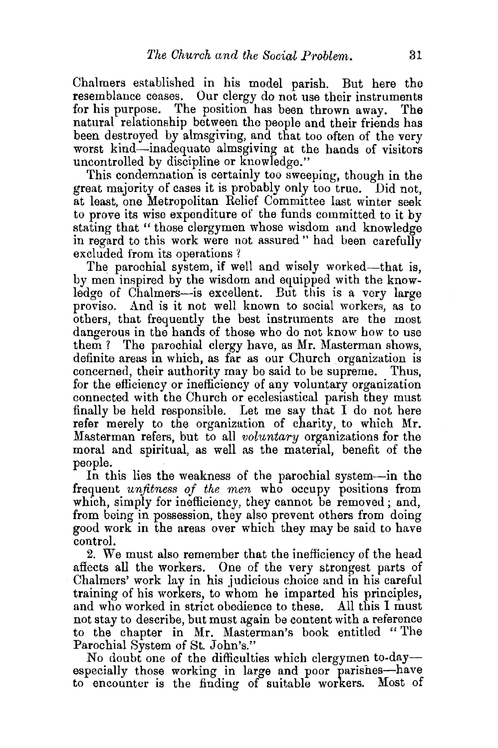Chalmers established in his model parish. But here the resemblance ceases. Our clergy do not use their instruments for his purpose. The position has been thrown away. The natural relationship between the people and their friends has been destroyed by almsgiving, and that too often of the very worst kind—inadequate almsgiving at the hands of visitors uncontrolled by discipline or knowledge."

This condemnation is certainly too sweeping, though in the great majority of cases it is probably only too true. Did not, at least, one Metropolitan Relief Committee last winter seek to prove its wise expenditure of the funds committed to it by stating that "those clergymen whose wisdom and knowledge in regard to this work were not assured" had been carefully excluded from its operations?

The parochial system, if well and wisely worked—that is, by men inspired by the wisdom and equipped with the knowledge of Chalmers—is excellent. But this is a very large proviso. And is it not well known to social workers, as to others, that frequently the best instruments are the most dangerous in the hands of those who do not know how to use them? The parochial clergy have, as Mr. Masterman shows, definite areas in which, as far as our Church organization is concerned, their authority may be said to be supreme. Thus, for the efficiency or inefficiency of any voluntary organization connected with the Church or ecclesiastical parish they must finally be held responsible. Let me say that I do not here refer merely to the organization of charity, to which Mr. Masterman refers, but to all *voluntary* organizations for the moral and spiritual, as well as the material, benefit of the people.

In this lies the weakness of the parochial system—in the frequent *unfitness of the men* who occupy positions from which, simply for inefficiency, they cannot be removed; and, from being in possession, they also prevent others from doing good work in the areas over which they may be said to have control.

2. We must also remember that the inefficiency of the head affects all the workers. One of the very strongest parts of Chalmers' work lay in his judicious choice and in his careful training of his workers, to whom he imparted his principles, and who worked in strict obedience to these. All this I must not stay to describe, but must again be content with a reference to the chapter in Mr. Masterman's book entitled "The Parochial System of St. John's."

No doubt one of the difficulties which clergymen to-day—especially those working in large and poor parishes—have to encounter is the finding of suitable workers. Most of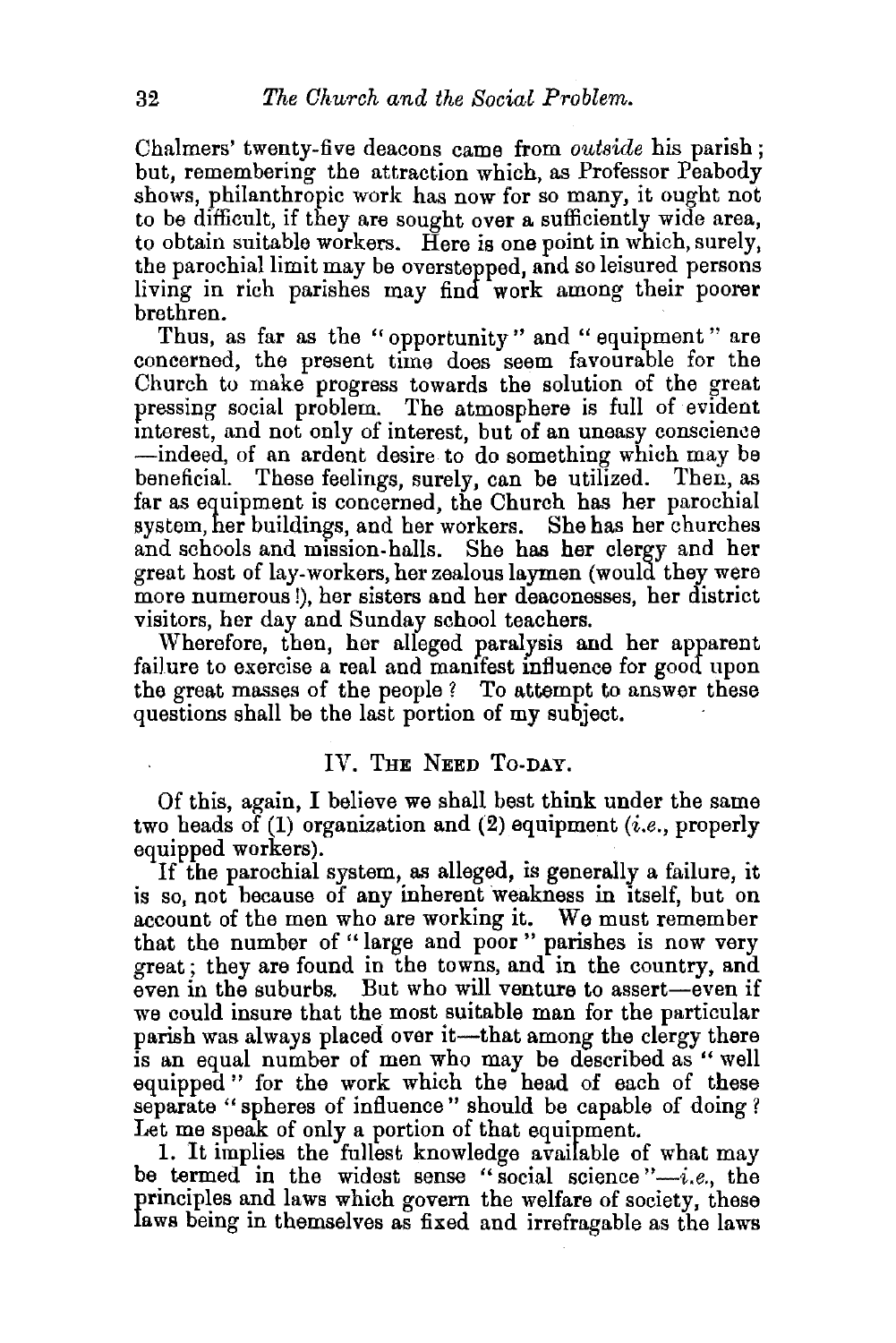Chalmers' twenty-five deacons came from *outside* his parish; but, remembering the attraction which, as Professor Peabody shows, philanthropic work has now for so many, it ought not to be difficult, if they are sought over a sufficiently wide area, to obtain suitable workers. Here is one point in which, surely, the parochial limit may be overstepped, and so leisured persons living in rich parishes may find work among their poorer brethren.

Thus, as far as the "opportunity" and "equipment" are concerned, the present time does seem favourable for the Church to make progress towards the solution of the great pressing social problem. The atmosphere is full of evident interest, and not only of interest, but of an uneasy conscience —indeed, of an ardent desire to do something which may be beneficial. These feelings, surely, can be utilized. Then, as far as equipment is concerned, the Church has her parochial system, her buildings, and her workers. She has her churches and schools and mission-halls. She has her clergy and her great host of lay-workers, her zealous laymen (would they were more numerous!), her sisters and her deaconesses, her district visitors, her day and Sunday school teachers.

Wherefore, then, her alleged paralysis and her apparent failure to exercise a real and manifest influence for good upon the great masses of the people? To attempt to answer these questions shall be the last portion of my subject.

## IV. The Need To-day.

Of this, again, I believe we shall best think under the same two heads of (1) organization and (2) equipment (*i.e.*, properly equipped workers).

If the parochial system, as alleged, is generally a failure, it is so, not because of any inherent weakness in itself, but on account of the men who are working it. We must remember that the number of "large and poor" parishes is now very great; they are found in the towns, and in the country, and even in the suburbs. But who will venture to assert—even if we could insure that the most suitable man for the particular parish was always placed over it—that among the clergy there is an equal number of men who may be described as "well equipped" for the work which the head of each of these separate "spheres of influence" should be capable of doing? Let me speak of only a portion of that equipment.

1. It implies the fullest knowledge available of what may be termed in the widest sense "social science"—*i.e.*, the principles and laws which govern the welfare of society, these laws being in themselves as fixed and irrefragable as the laws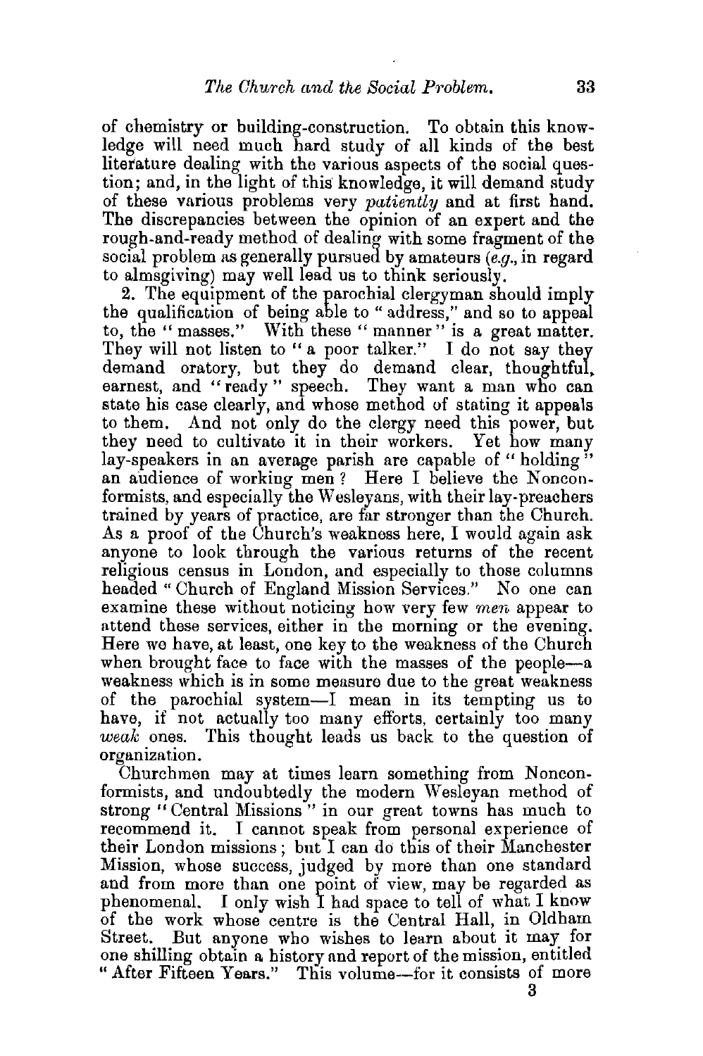of chemistry or building-construction. To obtain this knowledge will need much hard study of all kinds of the best literature dealing with the various aspects of the social question; and, in the light of this knowledge, it will demand study of these various problems very *patiently* and at first hand. The discrepancies between the opinion of an expert and the rough-and-ready method of dealing with some fragment of the social problem as generally pursued by amateurs (*e.g.*, in regard to almsgiving) may well lead us to think seriously.

2. The equipment of the parochial clergyman should imply the qualification of being able to "address," and so to appeal to, the "masses." With these "manner" is a great matter. They will not listen to "a poor talker." I do not say they demand oratory, but they do demand clear, thoughtful, earnest, and "ready" speech. They want a man who can state his case clearly, and whose method of stating it appeals to them. And not only do the clergy need this power, but they need to cultivate it in their workers. Yet how many lay-speakers in an average parish are capable of "holding" an audience of working men? Here I believe the Nonconformists, and especially the Wesleyans, with their lay-preachers trained by years of practice, are far stronger than the Church. As a proof of the Church's weakness here, I would again ask anyone to look through the various returns of the recent religious census in London, and especially to those columns headed "Church of England Mission Services." No one can examine these without noticing how very few *men* appear to attend these services, either in the morning or the evening. Here we have, at least, one key to the weakness of the Church when brought face to face with the masses of the people—a weakness which is in some measure due to the great weakness of the parochial system—I mean in its tempting us to have, if not actually too many efforts, certainly too many *weak* ones. This thought leads us back to the question of organization.

Churchmen may at times learn something from Nonconformists, and undoubtedly the modern Wesleyan method of strong "Central Missions" in our great towns has much to recommend it. I cannot speak from personal experience of their London missions; but I can do this of their Manchester Mission, whose success, judged by more than one standard and from more than one point of view, may be regarded as phenomenal. I only wish I had space to tell of what I know of the work whose centre is the Central Hall, in Oldham Street. But anyone who wishes to learn about it may for one shilling obtain a history and report of the mission, entitled "After Fifteen Years." This volume—for it consists of more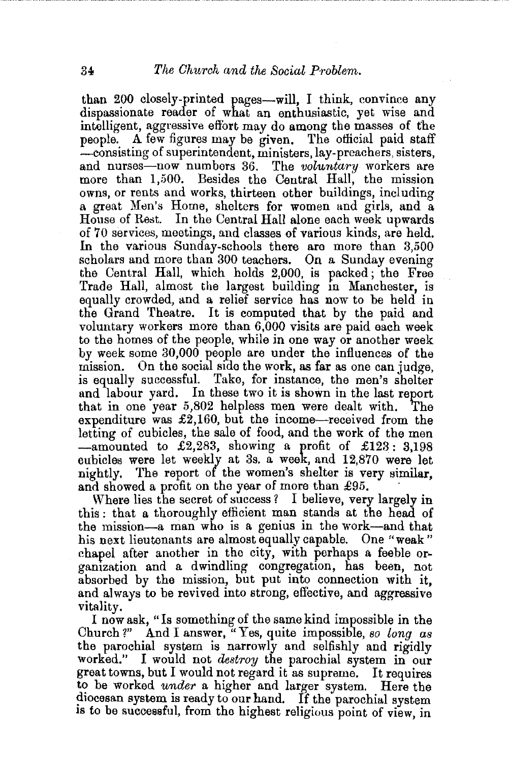than 200 closely-printed pages—will, I think, convince any dispassionate reader of what an enthusiastic, yet wise and intelligent, aggressive effort may do among the masses of the people. A few figures may be given. The official paid staff —consisting of superintendent, ministers, lay-preachers, sisters, and nurses—now numbers 36. The *voluntary* workers are more than 1,500. Besides the Central Hall, the mission owns, or rents and works, thirteen other buildings, including a great Men's Home, shelters for women and girls, and a House of Rest. In the Central Hall alone each week upwards of 70 services, meetings, and classes of various kinds, are held. In the various Sunday-schools there are more than 3,500 scholars and more than 300 teachers. On a Sunday evening the Central Hall, which holds 2,000, is packed; the Free Trade Hall, almost the largest building in Manchester, is equally crowded, and a relief service has now to be held in the Grand Theatre. It is computed that by the paid and voluntary workers more than 6,000 visits are paid each week to the homes of the people, while in one way or another week by week some 30,000 people are under the influences of the mission. On the social side the work, as far as one can judge, is equally successful. Take, for instance, the men's shelter and labour yard. In these two it is shown in the last report that in one year 5,802 helpless men were dealt with. The expenditure was £2,160, but the income—received from the letting of cubicles, the sale of food, and the work of the men —amounted to £2,283, showing a profit of £123: 3,198 cubicles were let weekly at 3s. a week, and 12,870 were let nightly. The report of the women's shelter is very similar, and showed a profit on the year of more than £95.

Where lies the secret of success? I believe, very largely in this: that a thoroughly efficient man stands at the head of the mission—a man who is a genius in the work—and that his next lieutenants are almost equally capable. One "weak" chapel after another in the city, with perhaps a feeble organization and a dwindling congregation, has been, not absorbed by the mission, but put into connection with it, and always to be revived into strong, effective, and aggressive vitality.

I now ask, "Is something of the same kind impossible in the Church?" And I answer, "Yes, quite impossible, *so long as* the parochial system is narrowly and selfishly and rigidly worked." I would not *destroy* the parochial system in our great towns, but I would not regard it as supreme. It requires to be worked *under* a higher and larger system. Here the diocesan system is ready to our hand. If the parochial system is to be successful, from the highest religious point of view, in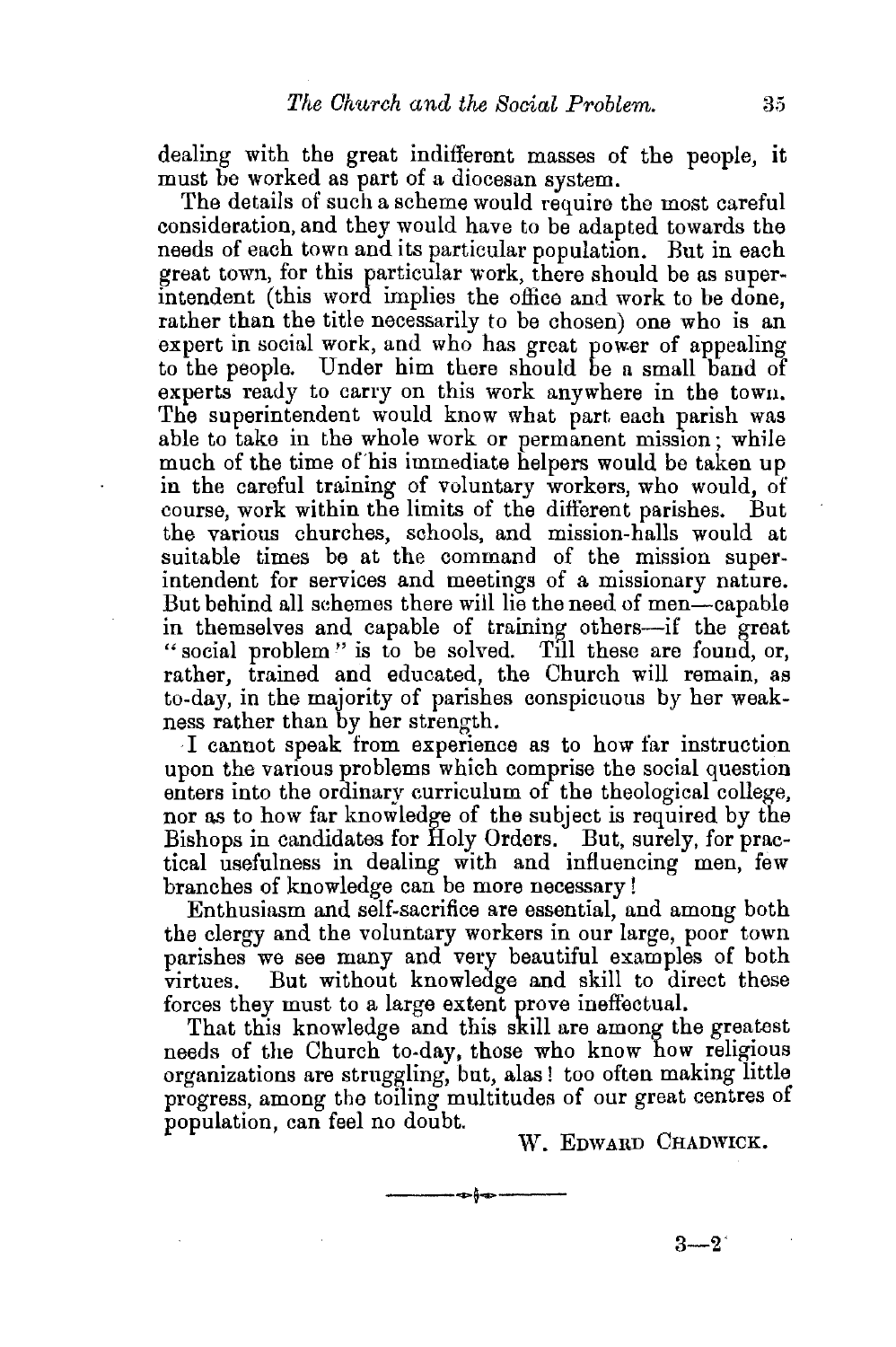dealing with the great indifferent masses of the people, it must be worked as part of a diocesan system.

The details of such a scheme would require the most careful consideration, and they would have to be adapted towards the needs of each town and its particular population. But in each great town, for this particular work, there should be as superintendent (this word implies the office and work to be done, rather than the title necessarily to be chosen) one who is an expert in social work, and who has great power of appealing to the people. Under him there should be a small band of experts ready to carry on this work anywhere in the town. The superintendent would know what part each parish was able to take in the whole work or permanent mission; while much of the time of his immediate helpers would be taken up in the careful training of voluntary workers, who would, of course, work within the limits of the different parishes. But the various churches, schools, and mission-halls would at suitable times be at the command of the mission superintendent for services and meetings of a missionary nature. But behind all schemes there will lie the need of men—capable in themselves and capable of training others—if the great "social problem" is to be solved. Till these are found, or, rather, trained and educated, the Church will remain, as to-day, in the majority of parishes conspicuous by her weakness rather than by her strength.

I cannot speak from experience as to how far instruction upon the various problems which comprise the social question enters into the ordinary curriculum of the theological college, nor as to how far knowledge of the subject is required by the Bishops in candidates for Holy Orders. But, surely, for practical usefulness in dealing with and influencing men, few branches of knowledge can be more necessary!

Enthusiasm and self-sacrifice are essential, and among both the clergy and the voluntary workers in our large, poor town parishes we see many and very beautiful examples of both virtues. But without knowledge and skill to direct these forces they must to a large extent prove ineffectual.

That this knowledge and this skill are among the greatest needs of the Church to-day, those who know how religious organizations are struggling, but, alas! too often making little progress, among the toiling multitudes of our great centres of population, can feel no doubt.

W. Edward Chadwick.

---

3—2